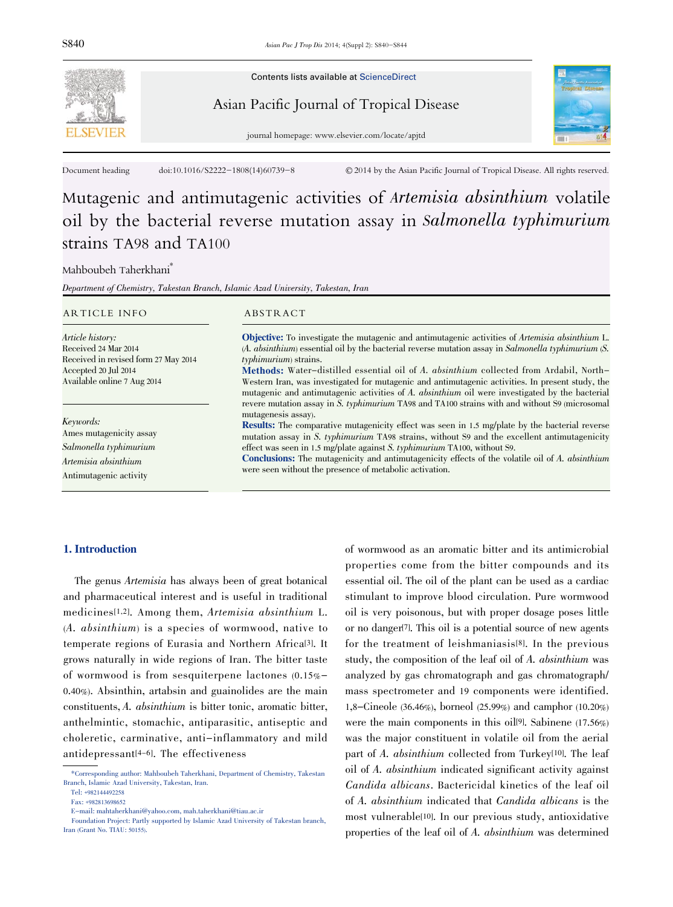Contents lists available at ScienceDirect

Asian Pacific Journal of Tropical Disease

journal homepage: www.elsevier.com/locate/apjtd

Document heading doi:10.1016/S2222-1808(14)60739-8 © 2014 by the Asian Pacific Journal of Tropical Disease. All rights reserved.

# Mutagenic and antimutagenic activities of *Artemisia absinthium* volatile oil by the bacterial reverse mutation assay in *Salmonella typhimurium* strains TA98 and TA100

Mahboubeh Taherkhani*

*Department of Chemistry, Takestan Branch, Islamic Azad University, Takestan, Iran*

## ARTICLE INFO

*Article history:*
Received 24 Mar 2014
Received in revised form 27 May 2014
Accepted 20 Jul 2014
Available online 7 Aug 2014

*Keywords:*
Ames mutagenicity assay
*Salmonella typhimurium*
*Artemisia absinthium*
Antimutagenic activity

## ABSTRACT

**Objective:** To investigate the mutagenic and antimutagenic activities of *Artemisia absinthium* L. (*A. absinthium*) essential oil by the bacterial reverse mutation assay in *Salmonella typhimurium* (*S. typhimurium*) strains.

**Methods:** Water-distilled essential oil of *A. absinthium* collected from Ardabil, North-Western Iran, was investigated for mutagenic and antimutagenic activities. In present study, the mutagenic and antimutagenic activities of *A. absinthium* oil were investigated by the bacterial revere mutation assay in *S. typhimurium* TA98 and TA100 strains with and without S9 (microsomal mutagenesis assay).

**Results:** The comparative mutagenicity effect was seen in 1.5 mg/plate by the bacterial reverse mutation assay in *S. typhimurium* TA98 strains, without S9 and the excellent antimutagenicity effect was seen in 1.5 mg/plate against *S. typhimurium* TA100, without S9.

**Conclusions:** The mutagenicity and antimutagenicity effects of the volatile oil of *A. absinthium* were seen without the presence of metabolic activation.

## 1. Introduction

The genus *Artemisia* has always been of great botanical and pharmaceutical interest and is useful in traditional medicines[1,2]. Among them, *Artemisia absinthium* L. (*A. absinthium*) is a species of wormwood, native to temperate regions of Eurasia and Northern Africa[3]. It grows naturally in wide regions of Iran. The bitter taste of wormwood is from sesquiterpene lactones (0.15%-0.40%). Absinthin, artabsin and guainolides are the main constituents, *A. absinthium* is bitter tonic, aromatic bitter, anthelmintic, stomachic, antiparasitic, antiseptic and choleretic, carminative, anti-inflammatory and mild antidepressant[4-6]. The effectiveness of wormwood as an aromatic bitter and its antimicrobial properties come from the bitter compounds and its essential oil. The oil of the plant can be used as a cardiac stimulant to improve blood circulation. Pure wormwood oil is very poisonous, but with proper dosage poses little or no danger[7]. This oil is a potential source of new agents for the treatment of leishmaniasis[8]. In the previous study, the composition of the leaf oil of *A. absinthium* was analyzed by gas chromatograph and gas chromatograph/mass spectrometer and 19 components were identified. 1,8-Cineole (36.46%), borneol (25.99%) and camphor (10.20%) were the main components in this oil[9]. Sabinene (17.56%) was the major constituent in volatile oil from the aerial part of *A. absinthium* collected from Turkey[10]. The leaf oil of *A. absinthium* indicated significant activity against *Candida albicans*. Bactericidal kinetics of the leaf oil of *A. absinthium* indicated that *Candida albicans* is the most vulnerable[10]. In our previous study, antioxidative properties of the leaf oil of *A. absinthium* was determined

*Corresponding author: Mahboubeh Taherkhani, Department of Chemistry, Takestan Branch, Islamic Azad University, Takestan, Iran.
Tel: +982144492258
Fax: +982813698652
E-mail: mahtaherkhani@yahoo.com, mah.taherkhani@tiau.ac.ir
Foundation Project: Partly supported by Islamic Azad University of Takestan branch, Iran (Grant No. TIAU: 50155).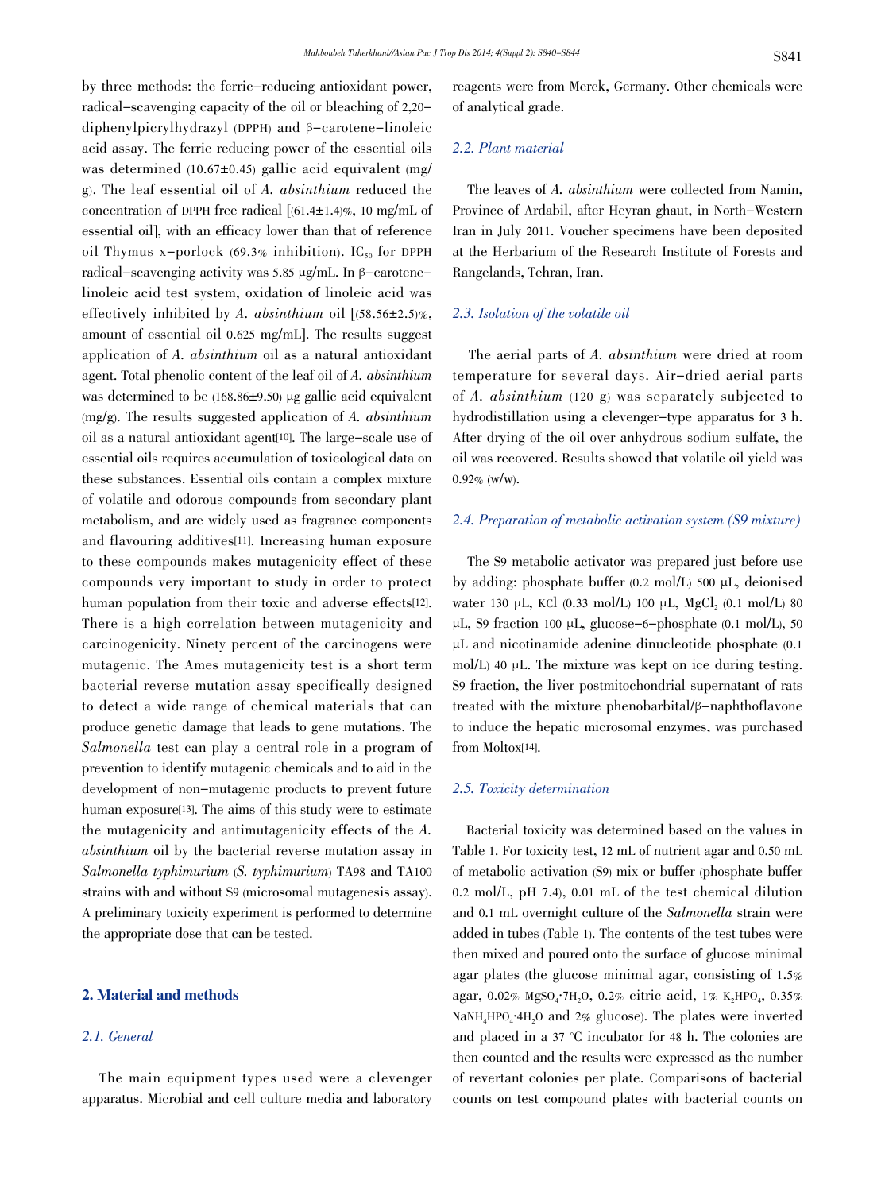by three methods: the ferric-reducing antioxidant power, radical-scavenging capacity of the oil or bleaching of 2,20-diphenylpicrylhydrazyl (DPPH) and β-carotene-linoleic acid assay. The ferric reducing power of the essential oils was determined (10.67±0.45) gallic acid equivalent (mg/g). The leaf essential oil of *A. absinthium* reduced the concentration of DPPH free radical [(61.4±1.4)%, 10 mg/mL of essential oil], with an efficacy lower than that of reference oil Thymus x-porlock (69.3% inhibition). $IC_{50}$ for DPPH radical-scavenging activity was 5.85 μg/mL. In β-carotene-linoleic acid test system, oxidation of linoleic acid was effectively inhibited by *A. absinthium* oil [(58.56±2.5)%, amount of essential oil 0.625 mg/mL]. The results suggest application of *A. absinthium* oil as a natural antioxidant agent. Total phenolic content of the leaf oil of *A. absinthium* was determined to be (168.86±9.50) μg gallic acid equivalent (mg/g). The results suggested application of *A. absinthium* oil as a natural antioxidant agent[10]. The large-scale use of essential oils requires accumulation of toxicological data on these substances. Essential oils contain a complex mixture of volatile and odorous compounds from secondary plant metabolism, and are widely used as fragrance components and flavouring additives[11]. Increasing human exposure to these compounds makes mutagenicity effect of these compounds very important to study in order to protect human population from their toxic and adverse effects[12]. There is a high correlation between mutagenicity and carcinogenicity. Ninety percent of the carcinogens were mutagenic. The Ames mutagenicity test is a short term bacterial reverse mutation assay specifically designed to detect a wide range of chemical materials that can produce genetic damage that leads to gene mutations. The *Salmonella* test can play a central role in a program of prevention to identify mutagenic chemicals and to aid in the development of non-mutagenic products to prevent future human exposure[13]. The aims of this study were to estimate the mutagenicity and antimutagenicity effects of the *A. absinthium* oil by the bacterial reverse mutation assay in *Salmonella typhimurium* (*S. typhimurium*) TA98 and TA100 strains with and without S9 (microsomal mutagenesis assay). A preliminary toxicity experiment is performed to determine the appropriate dose that can be tested.

## 2. Material and methods

### *2.1. General*

The main equipment types used were a clevenger apparatus. Microbial and cell culture media and laboratory reagents were from Merck, Germany. Other chemicals were of analytical grade.

### *2.2. Plant material*

The leaves of *A. absinthium* were collected from Namin, Province of Ardabil, after Heyran ghaut, in North-Western Iran in July 2011. Voucher specimens have been deposited at the Herbarium of the Research Institute of Forests and Rangelands, Tehran, Iran.

### *2.3. Isolation of the volatile oil*

The aerial parts of *A. absinthium* were dried at room temperature for several days. Air-dried aerial parts of *A. absinthium* (120 g) was separately subjected to hydrodistillation using a clevenger-type apparatus for 3 h. After drying of the oil over anhydrous sodium sulfate, the oil was recovered. Results showed that volatile oil yield was 0.92% (w/w).

### *2.4. Preparation of metabolic activation system (S9 mixture)*

The S9 metabolic activator was prepared just before use by adding: phosphate buffer (0.2 mol/L) 500 μL, deionised water 130 μL, KCl (0.33 mol/L) 100 μL, $MgCl_2$ (0.1 mol/L) 80 μL, S9 fraction 100 μL, glucose-6-phosphate (0.1 mol/L), 50 μL and nicotinamide adenine dinucleotide phosphate (0.1 mol/L) 40 μL. The mixture was kept on ice during testing. S9 fraction, the liver postmitochondrial supernatant of rats treated with the mixture phenobarbital/β-naphthoflavone to induce the hepatic microsomal enzymes, was purchased from Moltox[14].

### *2.5. Toxicity determination*

Bacterial toxicity was determined based on the values in Table 1. For toxicity test, 12 mL of nutrient agar and 0.50 mL of metabolic activation (S9) mix or buffer (phosphate buffer 0.2 mol/L, pH 7.4), 0.01 mL of the test chemical dilution and 0.1 mL overnight culture of the *Salmonella* strain were added in tubes (Table 1). The contents of the test tubes were then mixed and poured onto the surface of glucose minimal agar plates (the glucose minimal agar, consisting of 1.5% agar, 0.02% $MgSO_4 \cdot 7H_2O$, 0.2% citric acid, 1% $K_2HPO_4$, 0.35% $NaNH_4HPO_4 \cdot 4H_2O$ and 2% glucose). The plates were inverted and placed in a 37 °C incubator for 48 h. The colonies are then counted and the results were expressed as the number of revertant colonies per plate. Comparisons of bacterial counts on test compound plates with bacterial counts on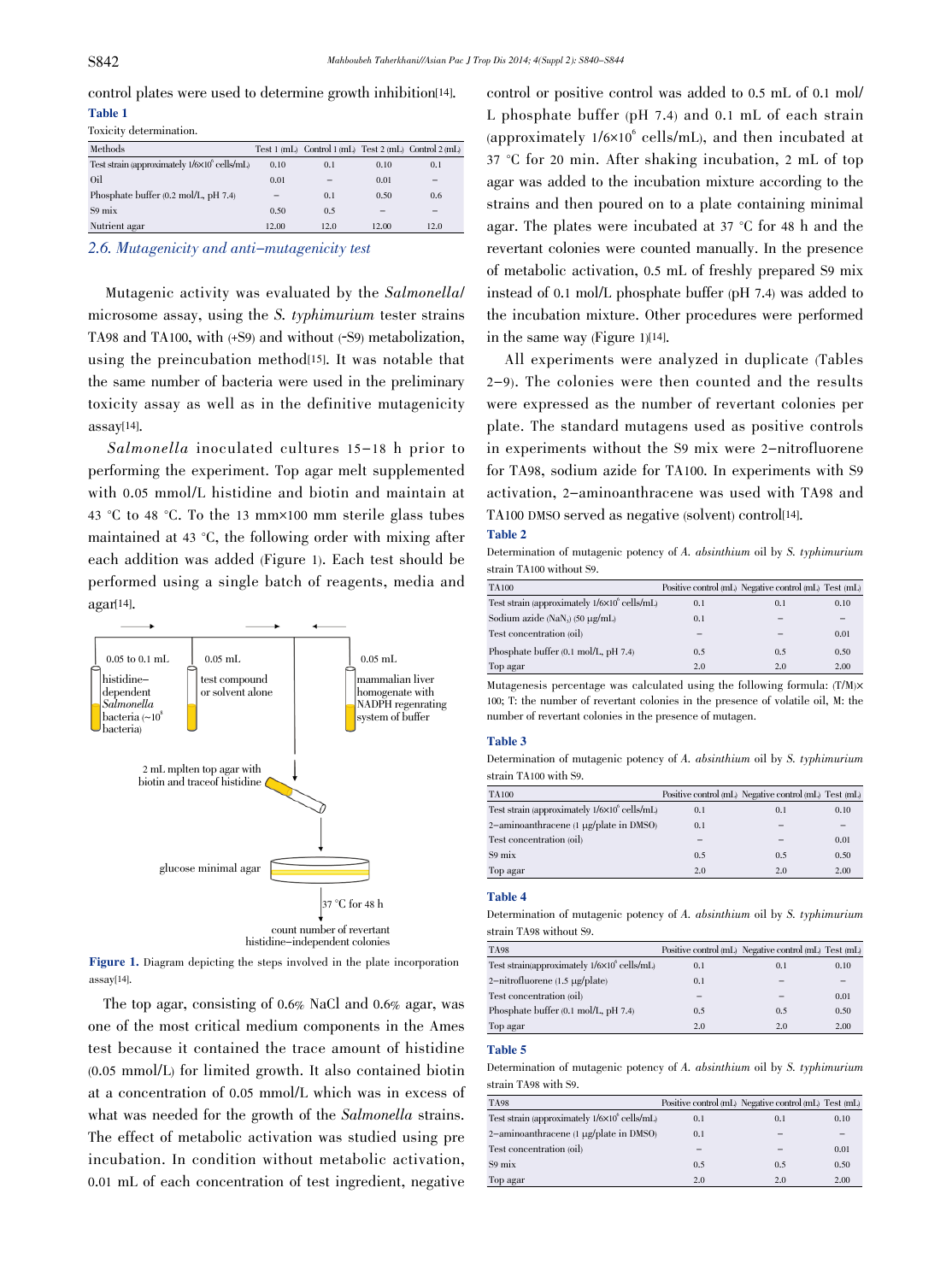control plates were used to determine growth inhibition[14].

**Table 1**

Toxicity determination.

| Methods | Test 1 (mL) | Control 1 (mL) | Test 2 (mL) | Control 2 (mL) |
|---|---|---|---|---|
| Test strain (approximately 1/6×10$^6$ cells/mL) | 0.10 | 0.1 | 0.10 | 0.1 |
| Oil | 0.01 | – | 0.01 | – |
| Phosphate buffer (0.2 mol/L, pH 7.4) | – | 0.1 | 0.50 | 0.6 |
| S9 mix | 0.50 | 0.5 | – | – |
| Nutrient agar | 12.00 | 12.0 | 12.00 | 12.0 |

### 2.6. Mutagenicity and anti-mutagenicity test

Mutagenic activity was evaluated by the *Salmonella*/ microsome assay, using the *S. typhimurium* tester strains TA98 and TA100, with (+S9) and without (-S9) metabolization, using the preincubation method[15]. It was notable that the same number of bacteria were used in the preliminary toxicity assay as well as in the definitive mutagenicity assay[14].

*Salmonella* inoculated cultures 15-18 h prior to performing the experiment. Top agar melt supplemented with 0.05 mmol/L histidine and biotin and maintain at 43 °C to 48 °C. To the 13 mm×100 mm sterile glass tubes maintained at 43 °C, the following order with mixing after each addition was added (Figure 1). Each test should be performed using a single batch of reagents, media and agar[14].

**Figure 1.** Diagram depicting the steps involved in the plate incorporation assay[14].

The top agar, consisting of 0.6% NaCl and 0.6% agar, was one of the most critical medium components in the Ames test because it contained the trace amount of histidine (0.05 mmol/L) for limited growth. It also contained biotin at a concentration of 0.05 mmol/L which was in excess of what was needed for the growth of the *Salmonella* strains. The effect of metabolic activation was studied using pre incubation. In condition without metabolic activation, 0.01 mL of each concentration of test ingredient, negative control or positive control was added to 0.5 mL of 0.1 mol/ L phosphate buffer (pH 7.4) and 0.1 mL of each strain (approximately 1/6×10$^6$ cells/mL), and then incubated at 37 °C for 20 min. After shaking incubation, 2 mL of top agar was added to the incubation mixture according to the strains and then poured on to a plate containing minimal agar. The plates were incubated at 37 °C for 48 h and the revertant colonies were counted manually. In the presence of metabolic activation, 0.5 mL of freshly prepared S9 mix instead of 0.1 mol/L phosphate buffer (pH 7.4) was added to the incubation mixture. Other procedures were performed in the same way (Figure 1)[14].

All experiments were analyzed in duplicate (Tables 2-9). The colonies were then counted and the results were expressed as the number of revertant colonies per plate. The standard mutagens used as positive controls in experiments without the S9 mix were 2-nitrofluorene for TA98, sodium azide for TA100. In experiments with S9 activation, 2-aminoanthracene was used with TA98 and TA100 DMSO served as negative (solvent) control[14].

**Table 2**

Determination of mutagenic potency of *A. absinthium* oil by *S. typhimurium* strain TA100 without S9.

| TA100 | Positive control (mL) | Negative control (mL) | Test (mL) |
|---|---|---|---|
| Test strain (approximately 1/6×10$^6$ cells/mL) | 0.1 | 0.1 | 0.10 |
| Sodium azide ($NaN_3$) (50 μg/mL) | 0.1 | – | – |
| Test concentration (oil) | – | – | 0.01 |
| Phosphate buffer (0.1 mol/L, pH 7.4) | 0.5 | 0.5 | 0.50 |
| Top agar | 2.0 | 2.0 | 2.00 |

Mutagenesis percentage was calculated using the following formula: (T/M)× 100; T: the number of revertant colonies in the presence of volatile oil, M: the number of revertant colonies in the presence of mutagen.

**Table 3**

Determination of mutagenic potency of *A. absinthium* oil by *S. typhimurium* strain TA100 with S9.

| TA100 | Positive control (mL) | Negative control (mL) | Test (mL) |
|---|---|---|---|
| Test strain (approximately 1/6×10$^6$ cells/mL) | 0.1 | 0.1 | 0.10 |
| 2-aminoanthracene (1 μg/plate in DMSO) | 0.1 | – | – |
| Test concentration (oil) | – | – | 0.01 |
| S9 mix | 0.5 | 0.5 | 0.50 |
| Top agar | 2.0 | 2.0 | 2.00 |

**Table 4**

Determination of mutagenic potency of *A. absinthium* oil by *S. typhimurium* strain TA98 without S9.

| TA98 | Positive control (mL) | Negative control (mL) | Test (mL) |
|---|---|---|---|
| Test strain(approximately 1/6×10$^6$ cells/mL) | 0.1 | 0.1 | 0.10 |
| 2-nitrofluorene (1.5 μg/plate) | 0.1 | – | – |
| Test concentration (oil) | – | – | 0.01 |
| Phosphate buffer (0.1 mol/L, pH 7.4) | 0.5 | 0.5 | 0.50 |
| Top agar | 2.0 | 2.0 | 2.00 |

**Table 5**

Determination of mutagenic potency of *A. absinthium* oil by *S. typhimurium* strain TA98 with S9.

| TA98 | Positive control (mL) | Negative control (mL) | Test (mL) |
|---|---|---|---|
| Test strain (approximately 1/6×10$^6$ cells/mL) | 0.1 | 0.1 | 0.10 |
| 2-aminoanthracene (1 μg/plate in DMSO) | 0.1 | – | – |
| Test concentration (oil) | – | – | 0.01 |
| S9 mix | 0.5 | 0.5 | 0.50 |
| Top agar | 2.0 | 2.0 | 2.00 |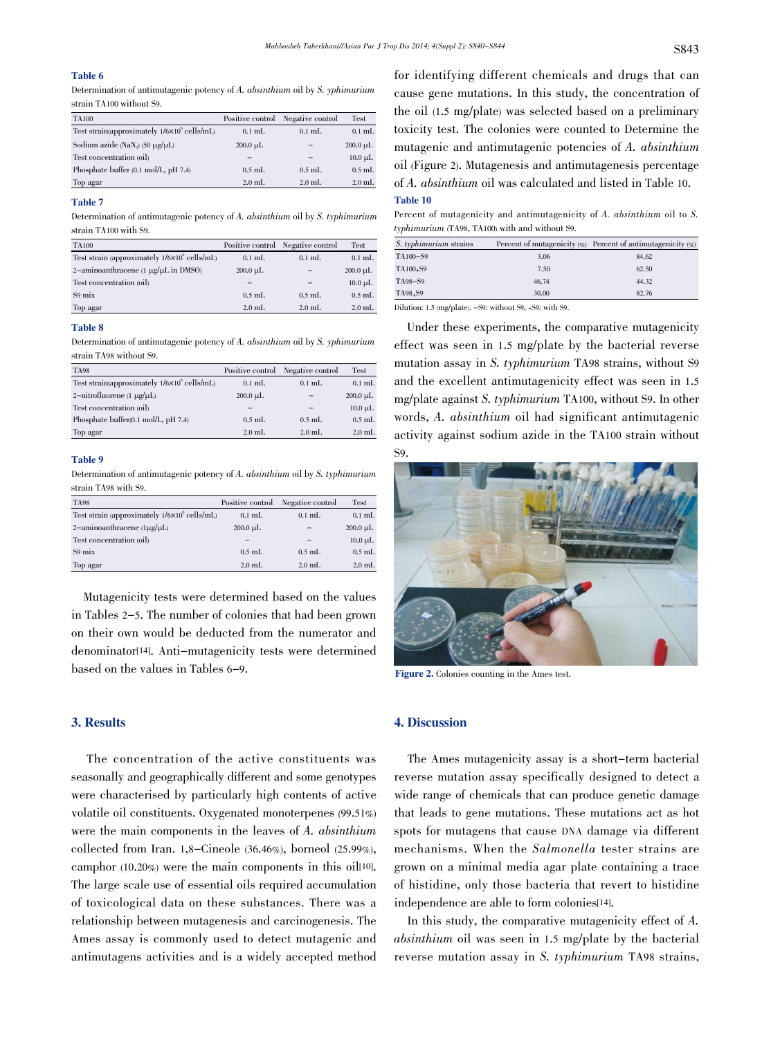**Table 6**

Determination of antimutagenic potency of *A. absinthium* oil by *S. yphimurium* strain TA100 without S9.

| TA100 | Positive control | Negative control | Test |
|---|---|---|---|
| Test strain(approximately $1/6\times10^6$ cells/mL) | 0.1 mL | 0.1 mL | 0.1 mL |
| Sodium azide ($NaN_3$) (50 µg/µL) | 200.0 µL | – | 200.0 µL |
| Test concentration (oil) | – | – | 10.0 µL |
| Phosphate buffer (0.1 mol/L, pH 7.4) | 0.5 mL | 0.5 mL | 0.5 mL |
| Top agar | 2.0 mL | 2.0 mL | 2.0 mL |

**Table 7**

Determination of antimutagenic potency of *A. absinthium* oil by *S. typhimurium* strain TA100 with S9.

| TA100 | Positive control | Negative control | Test |
|---|---|---|---|
| Test strain (approximately $1/6\times10^6$ cells/mL) | 0.1 mL | 0.1 mL | 0.1 mL |
| 2–aminoanthracene (1 µg/µL in DMSO) | 200.0 µL | – | 200.0 µL |
| Test concentration (oil) | – | – | 10.0 µL |
| S9 mix | 0.5 mL | 0.5 mL | 0.5 mL |
| Top agar | 2.0 mL | 2.0 mL | 2.0 mL |

**Table 8**

Determination of antimutagenic potency of *A. absinthium* oil by *S. yphimurium* strain TA98 without S9.

| TA98 | Positive control | Negative control | Test |
|---|---|---|---|
| Test strain(approximately $1/6\times10^6$ cells/mL) | 0.1 mL | 0.1 mL | 0.1 mL |
| 2–nitrofluorene (1 µg/µL) | 200.0 µL | – | 200.0 µL |
| Test concentration (oil) | – | – | 10.0 µL |
| Phosphate buffer(0.1 mol/L, pH 7.4) | 0.5 mL | 0.5 mL | 0.5 mL |
| Top agar | 2.0 mL | 2.0 mL | 2.0 mL |

**Table 9**

Determination of antimutagenic potency of *A. absinthium* oil by *S. typhimurium* strain TA98 with S9.

| TA98 | Positive control | Negative control | Test |
|---|---|---|---|
| Test strain (approximately $1/6\times10^6$ cells/mL) | 0.1 mL | 0.1 mL | 0.1 mL |
| 2–aminoanthracene (1µg/µL) | 200.0 µL | – | 200.0 µL |
| Test concentration (oil) | – | – | 10.0 µL |
| S9 mix | 0.5 mL | 0.5 mL | 0.5 mL |
| Top agar | 2.0 mL | 2.0 mL | 2.0 mL |

Mutagenicity tests were determined based on the values in Tables 2–5. The number of colonies that had been grown on their own would be deducted from the numerator and denominator[14]. Anti–mutagenicity tests were determined based on the values in Tables 6–9.

## 3. Results

The concentration of the active constituents was seasonally and geographically different and some genotypes were characterised by particularly high contents of active volatile oil constituents. Oxygenated monoterpenes (99.51%) were the main components in the leaves of *A. absinthium* collected from Iran. 1,8–Cineole (36.46%), borneol (25.99%), camphor (10.20%) were the main components in this oil[10]. The large scale use of essential oils required accumulation of toxicological data on these substances. There was a relationship between mutagenesis and carcinogenesis. The Ames assay is commonly used to detect mutagenic and antimutagens activities and is a widely accepted method for identifying different chemicals and drugs that can cause gene mutations. In this study, the concentration of the oil (1.5 mg/plate) was selected based on a preliminary toxicity test. The colonies were counted to Determine the mutagenic and antimutagenic potencies of *A. absinthium* oil (Figure 2). Mutagenesis and antimutagenesis percentage of *A. absinthium* oil was calculated and listed in Table 10.

**Table 10**

Percent of mutagenicity and antimutagenicity of *A. absinthium* oil to *S. typhimurium* (TA98, TA100) with and without S9.

| *S. typhimurium* strains | Percent of mutagenicity (%) | Percent of antimutagenicity (%) |
|---|---|---|
| TA100–S9 | 3.06 | 84.62 |
| TA100+S9 | 7.50 | 62.50 |
| TA98–S9 | 46.74 | 44.32 |
| TA98+S9 | 30.00 | 82.76 |

Dilution: 1.5 (mg/plate). –S9: without S9, +S9: with S9.

Under these experiments, the comparative mutagenicity effect was seen in 1.5 mg/plate by the bacterial reverse mutation assay in *S. typhimurium* TA98 strains, without S9 and the excellent antimutagenicity effect was seen in 1.5 mg/plate against *S. typhimurium* TA100, without S9. In other words, *A. absinthium* oil had significant antimutagenic activity against sodium azide in the TA100 strain without S9.

**Figure 2.** Colonies counting in the Ames test.

## 4. Discussion

The Ames mutagenicity assay is a short–term bacterial reverse mutation assay specifically designed to detect a wide range of chemicals that can produce genetic damage that leads to gene mutations. These mutations act as hot spots for mutagens that cause DNA damage via different mechanisms. When the *Salmonella* tester strains are grown on a minimal media agar plate containing a trace of histidine, only those bacteria that revert to histidine independence are able to form colonies[14].

In this study, the comparative mutagenicity effect of *A. absinthium* oil was seen in 1.5 mg/plate by the bacterial reverse mutation assay in *S. typhimurium* TA98 strains,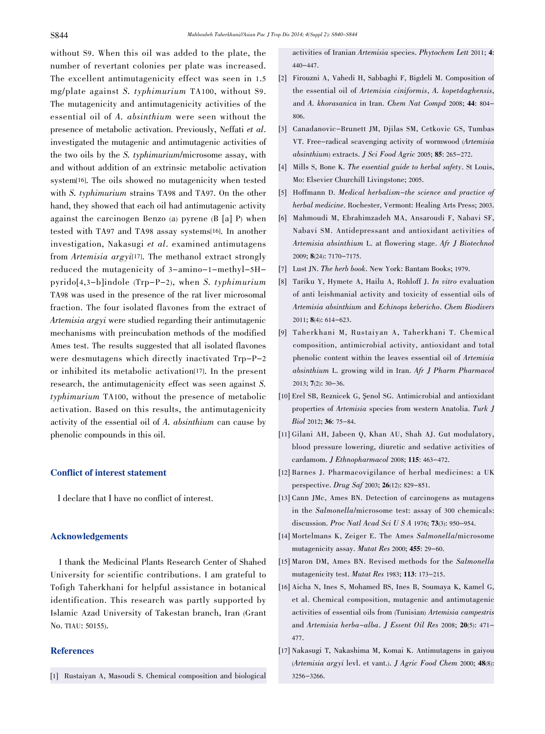without S9. When this oil was added to the plate, the number of revertant colonies per plate was increased. The excellent antimutagenicity effect was seen in 1.5 mg/plate against *S. typhimurium* TA100, without S9. The mutagenicity and antimutagenicity activities of the essential oil of *A. absinthium* were seen without the presence of metabolic activation. Previously, Neffati *et al*. investigated the mutagenic and antimutagenic activities of the two oils by the *S. typhimurium*/microsome assay, with and without addition of an extrinsic metabolic activation system[16]. The oils showed no mutagenicity when tested with *S. typhimurium* strains TA98 and TA97. On the other hand, they showed that each oil had antimutagenic activity against the carcinogen Benzo (a) pyrene (B [a] P) when tested with TA97 and TA98 assay systems[16]. In another investigation, Nakasugi *et al*. examined antimutagens from *Artemisia argyi*[17]. The methanol extract strongly reduced the mutagenicity of 3-amino-1-methyl-5H-pyrido[4,3-b]indole (Trp-P-2), when *S. typhimurium* TA98 was used in the presence of the rat liver microsomal fraction. The four isolated flavones from the extract of *Artemisia argyi* were studied regarding their antimutagenic mechanisms with preincubation methods of the modified Ames test. The results suggested that all isolated flavones were desmutagens which directly inactivated Trp-P-2 or inhibited its metabolic activation[17]. In the present research, the antimutagenicity effect was seen against *S. typhimurium* TA100, without the presence of metabolic activation. Based on this results, the antimutagenicity activity of the essential oil of *A. absinthium* can cause by phenolic compounds in this oil.

## Conflict of interest statement

I declare that I have no conflict of interest.

## Acknowledgements

I thank the Medicinal Plants Research Center of Shahed University for scientific contributions. I am grateful to Tofigh Taherkhani for helpful assistance in botanical identification. This research was partly supported by Islamic Azad University of Takestan branch, Iran (Grant No. TIAU: 50155).

## References

[1] Rustaiyan A, Masoudi S. Chemical composition and biological activities of Iranian *Artemisia* species. *Phytochem Lett* 2011; **4**: 440-447.

[2] Firouzni A, Vahedi H, Sabbaghi F, Bigdeli M. Composition of the essential oil of *Artemisia ciniformis*, *A. kopetdaghensis*, and *A. khorasanica* in Iran. *Chem Nat Compd* 2008; **44**: 804-806.

[3] Canadanovic-Brunett JM, Djilas SM, Cetkovic GS, Tumbas VT. Free-radical scavenging activity of wormwood (*Artemisia absinthium*) extracts. *J Sci Food Agric* 2005; **85**: 265-272.

[4] Mills S, Bone K. *The essential guide to herbal safety*. St Louis, Mo: Elsevier Churchill Livingstone; 2005.

[5] Hoffmann D. *Medical herbalism-the science and practice of herbal medicine*. Rochester, Vermont: Healing Arts Press; 2003.

[6] Mahmoudi M, Ebrahimzadeh MA, Ansaroudi F, Nabavi SF, Nabavi SM. Antidepressant and antioxidant activities of *Artemisia absinthium* L. at flowering stage. *Afr J Biotechnol* 2009; **8**(24): 7170-7175.

[7] Lust JN. *The herb book*. New York: Bantam Books; 1979.

[8] Tariku Y, Hymete A, Hailu A, Rohloff J. *In vitro* evaluation of anti leishmanial activity and toxicity of essential oils of *Artemisia absinthium* and *Echinops kebericho*. *Chem Biodivers* 2011; **8**(4): 614-623.

[9] Taherkhani M, Rustaiyan A, Taherkhani T. Chemical composition, antimicrobial activity, antioxidant and total phenolic content within the leaves essential oil of *Artemisia absinthium* L. growing wild in Iran. *Afr J Pharm Pharmacol* 2013; **7**(2): 30-36.

[10] Erel SB, Reznicek G, Şenol SG. Antimicrobial and antioxidant properties of *Artemisia* species from western Anatolia. *Turk J Biol* 2012; **36**: 75-84.

[11] Gilani AH, Jabeen Q, Khan AU, Shah AJ. Gut modulatory, blood pressure lowering, diuretic and sedative activities of cardamom. *J Ethnopharmacol* 2008; **115**: 463-472.

[12] Barnes J. Pharmacovigilance of herbal medicines: a UK perspective. *Drug Saf* 2003; **26**(12): 829-851.

[13] Cann JMc, Ames BN. Detection of carcinogens as mutagens in the *Salmonella*/microsome test: assay of 300 chemicals: discussion. *Proc Natl Acad Sci U S A* 1976; **73**(3): 950-954.

[14] Mortelmans K, Zeiger E. The Ames *Salmonella*/microsome mutagenicity assay. *Mutat Res* 2000; **455**: 29-60.

[15] Maron DM, Ames BN. Revised methods for the *Salmonella* mutagenicity test. *Mutat Res* 1983; **113**: 173-215.

[16] Aicha N, Ines S, Mohamed BS, Ines B, Soumaya K, Kamel G, et al. Chemical composition, mutagenic and antimutagenic activities of essential oils from (Tunisian) *Artemisia campestris* and *Artemisia herba-alba*. *J Essent Oil Res* 2008; **20**(5): 471-477.

[17] Nakasugi T, Nakashima M, Komai K. Antimutagens in gaiyou (*Artemisia argyi* levl. et vant.). *J Agric Food Chem* 2000; **48**(8): 3256-3266.